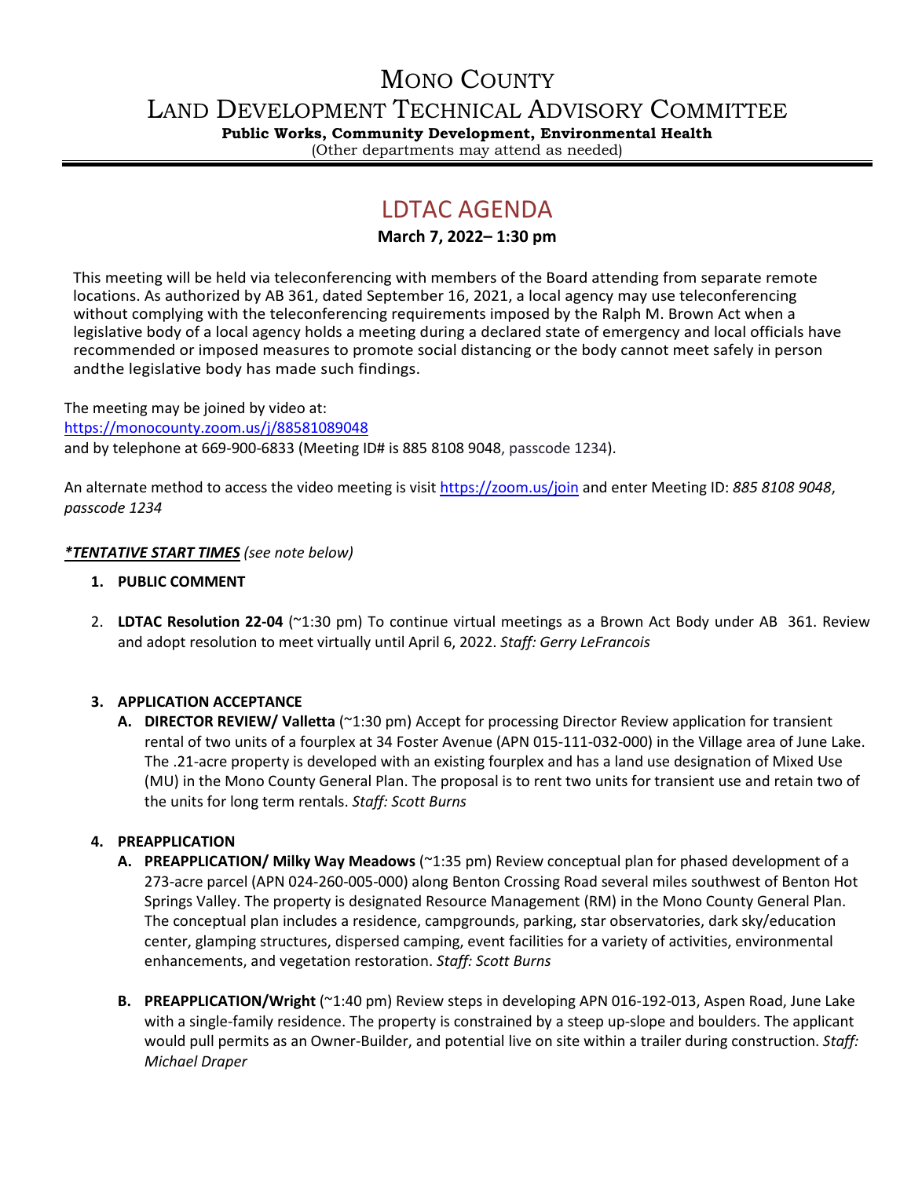# MONO COUNTY

# LAND DEVELOPMENT TECHNICAL ADVISORY COMMITTEE

**Public Works, Community Development, Environmental Health**

(Other departments may attend as needed)

## LDTAC AGENDA

**March 7, 2022– 1:30 pm**

This meeting will be held via teleconferencing with members of the Board attending from separate remote locations. As authorized by AB 361, dated September 16, 2021, a local agency may use teleconferencing without complying with the teleconferencing requirements imposed by the Ralph M. Brown Act when a legislative body of a local agency holds a meeting during a declared state of emergency and local officials have recommended or imposed measures to promote social distancing or the body cannot meet safely in person andthe legislative body has made such findings.

The meeting may be joined by video at:
https://monocounty.zoom.us/j/88581089048
and by telephone at 669-900-6833 (Meeting ID# is 885 8108 9048, passcode 1234).

An alternate method to access the video meeting is visit https://zoom.us/join and enter Meeting ID: *885 8108 9048*, *passcode 1234*

***TENTATIVE START TIMES*** *(see note below)*

1. **PUBLIC COMMENT**

2. **LDTAC Resolution 22-04** (~1:30 pm) To continue virtual meetings as a Brown Act Body under AB 361. Review and adopt resolution to meet virtually until April 6, 2022. *Staff: Gerry LeFrancois*

3. **APPLICATION ACCEPTANCE**

   A. **DIRECTOR REVIEW/ Valletta** (~1:30 pm) Accept for processing Director Review application for transient rental of two units of a fourplex at 34 Foster Avenue (APN 015-111-032-000) in the Village area of June Lake. The .21-acre property is developed with an existing fourplex and has a land use designation of Mixed Use (MU) in the Mono County General Plan. The proposal is to rent two units for transient use and retain two of the units for long term rentals. *Staff: Scott Burns*

4. **PREAPPLICATION**

   A. **PREAPPLICATION/ Milky Way Meadows** (~1:35 pm) Review conceptual plan for phased development of a 273-acre parcel (APN 024-260-005-000) along Benton Crossing Road several miles southwest of Benton Hot Springs Valley. The property is designated Resource Management (RM) in the Mono County General Plan. The conceptual plan includes a residence, campgrounds, parking, star observatories, dark sky/education center, glamping structures, dispersed camping, event facilities for a variety of activities, environmental enhancements, and vegetation restoration. *Staff: Scott Burns*

   B. **PREAPPLICATION/Wright** (~1:40 pm) Review steps in developing APN 016-192-013, Aspen Road, June Lake with a single-family residence. The property is constrained by a steep up-slope and boulders. The applicant would pull permits as an Owner-Builder, and potential live on site within a trailer during construction. *Staff: Michael Draper*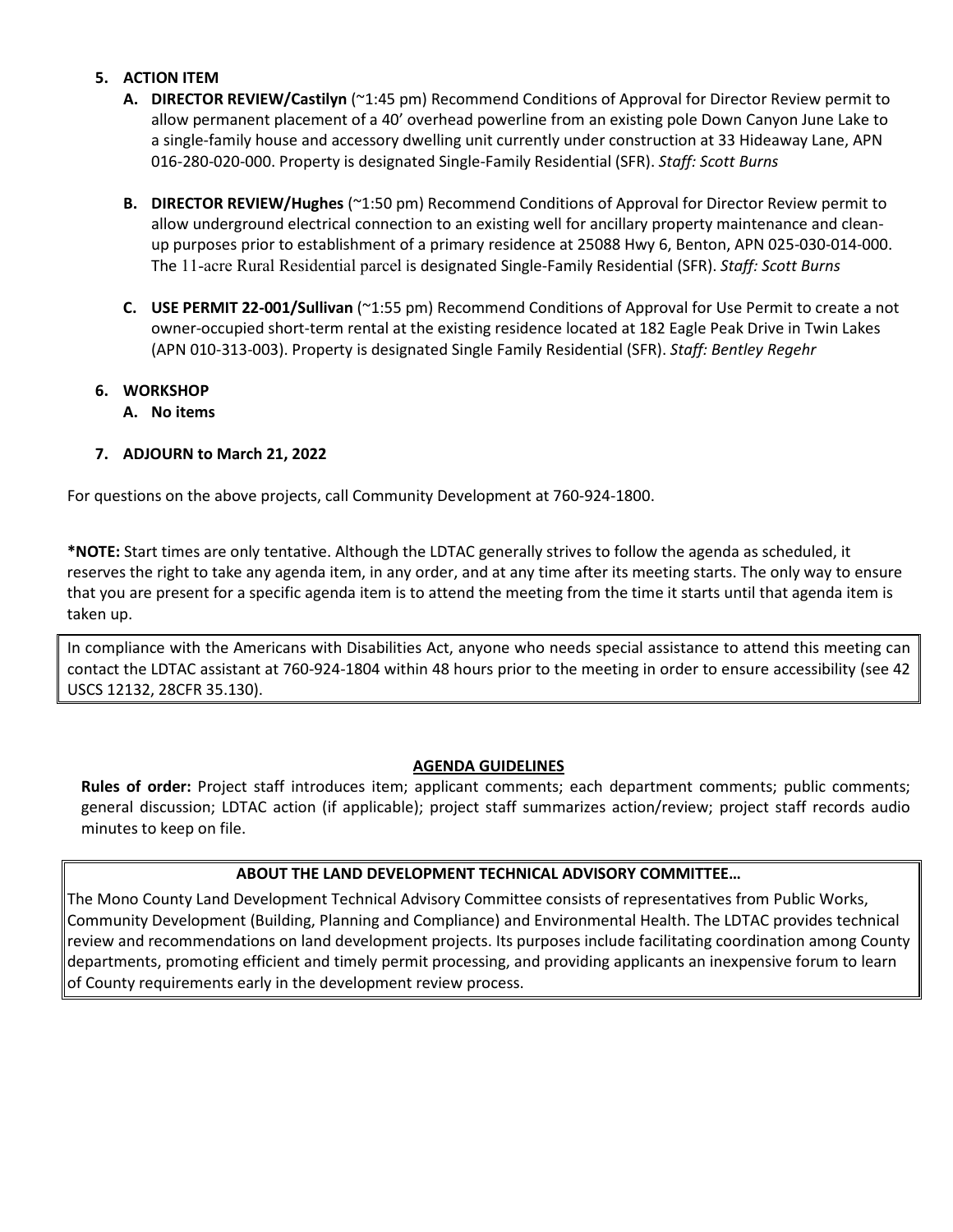5. **ACTION ITEM**
   - **A. DIRECTOR REVIEW/Castilyn** (~1:45 pm) Recommend Conditions of Approval for Director Review permit to allow permanent placement of a 40' overhead powerline from an existing pole Down Canyon June Lake to a single-family house and accessory dwelling unit currently under construction at 33 Hideaway Lane, APN 016-280-020-000. Property is designated Single-Family Residential (SFR). *Staff: Scott Burns*

   - **B. DIRECTOR REVIEW/Hughes** (~1:50 pm) Recommend Conditions of Approval for Director Review permit to allow underground electrical connection to an existing well for ancillary property maintenance and clean-up purposes prior to establishment of a primary residence at 25088 Hwy 6, Benton, APN 025-030-014-000. The 11-acre Rural Residential parcel is designated Single-Family Residential (SFR). *Staff: Scott Burns*

   - **C. USE PERMIT 22-001/Sullivan** (~1:55 pm) Recommend Conditions of Approval for Use Permit to create a not owner-occupied short-term rental at the existing residence located at 182 Eagle Peak Drive in Twin Lakes (APN 010-313-003). Property is designated Single Family Residential (SFR). *Staff: Bentley Regehr*

6. **WORKSHOP**
   - **A. No items**

7. **ADJOURN to March 21, 2022**

For questions on the above projects, call Community Development at 760-924-1800.

***NOTE:** Start times are only tentative. Although the LDTAC generally strives to follow the agenda as scheduled, it reserves the right to take any agenda item, in any order, and at any time after its meeting starts. The only way to ensure that you are present for a specific agenda item is to attend the meeting from the time it starts until that agenda item is taken up.

In compliance with the Americans with Disabilities Act, anyone who needs special assistance to attend this meeting can contact the LDTAC assistant at 760-924-1804 within 48 hours prior to the meeting in order to ensure accessibility (see 42 USCS 12132, 28CFR 35.130).

## AGENDA GUIDELINES

**Rules of order:** Project staff introduces item; applicant comments; each department comments; public comments; general discussion; LDTAC action (if applicable); project staff summarizes action/review; project staff records audio minutes to keep on file.

**ABOUT THE LAND DEVELOPMENT TECHNICAL ADVISORY COMMITTEE…**

The Mono County Land Development Technical Advisory Committee consists of representatives from Public Works, Community Development (Building, Planning and Compliance) and Environmental Health. The LDTAC provides technical review and recommendations on land development projects. Its purposes include facilitating coordination among County departments, promoting efficient and timely permit processing, and providing applicants an inexpensive forum to learn of County requirements early in the development review process.